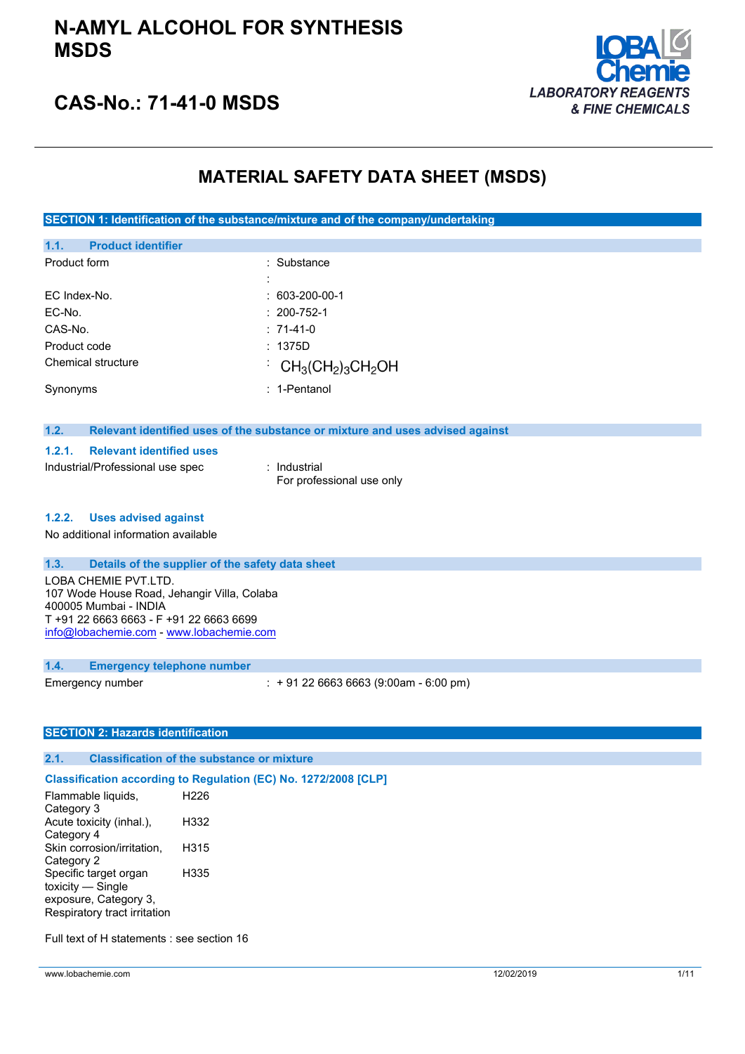# N-AMYL ALCOHOL FOR SYNTHESIS MSDS

## CAS-No.: 71-41-0 MSDS

LOBA Chemie
*LABORATORY REAGENTS & FINE CHEMICALS*

# MATERIAL SAFETY DATA SHEET (MSDS)

## SECTION 1: Identification of the substance/mixture and of the company/undertaking

### 1.1. Product identifier

| | |
|---|---|
| Product form | : Substance |
| | : |
| EC Index-No. | : 603-200-00-1 |
| EC-No. | : 200-752-1 |
| CAS-No. | : 71-41-0 |
| Product code | : 1375D |
| Chemical structure | : $CH_3(CH_2)_3CH_2OH$ |
| Synonyms | : 1-Pentanol |

### 1.2. Relevant identified uses of the substance or mixture and uses advised against

#### 1.2.1. Relevant identified uses

| | |
|---|---|
| Industrial/Professional use spec | : Industrial<br>For professional use only |

#### 1.2.2. Uses advised against

No additional information available

### 1.3. Details of the supplier of the safety data sheet

LOBA CHEMIE PVT.LTD.
107 Wode House Road, Jehangir Villa, Colaba
400005 Mumbai - INDIA
T +91 22 6663 6663 - F +91 22 6663 6699
info@lobachemie.com - www.lobachemie.com

### 1.4. Emergency telephone number

| | |
|---|---|
| Emergency number | : + 91 22 6663 6663 (9:00am - 6:00 pm) |

## SECTION 2: Hazards identification

### 2.1. Classification of the substance or mixture

**Classification according to Regulation (EC) No. 1272/2008 [CLP]**

| | |
|---|---|
| Flammable liquids, Category 3 | H226 |
| Acute toxicity (inhal.), Category 4 | H332 |
| Skin corrosion/irritation, Category 2 | H315 |
| Specific target organ toxicity — Single exposure, Category 3, Respiratory tract irritation | H335 |

Full text of H statements : see section 16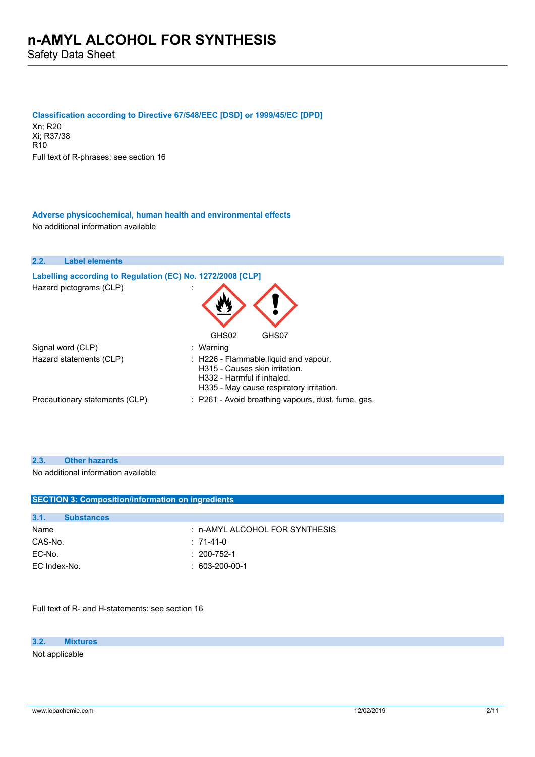#### Classification according to Directive 67/548/EEC [DSD] or 1999/45/EC [DPD]

Xn; R20
Xi; R37/38
R10

Full text of R-phrases: see section 16

#### Adverse physicochemical, human health and environmental effects

No additional information available

### 2.2. Label elements

#### Labelling according to Regulation (EC) No. 1272/2008 [CLP]

Hazard pictograms (CLP) :

GHS02 GHS07

| | |
|---|---|
| Signal word (CLP) | : Warning |
| Hazard statements (CLP) | : H226 - Flammable liquid and vapour.<br>H315 - Causes skin irritation.<br>H332 - Harmful if inhaled.<br>H335 - May cause respiratory irritation. |
| Precautionary statements (CLP) | : P261 - Avoid breathing vapours, dust, fume, gas. |

### 2.3. Other hazards

No additional information available

## SECTION 3: Composition/information on ingredients

### 3.1. Substances

| | |
|---|---|
| Name | : n-AMYL ALCOHOL FOR SYNTHESIS |
| CAS-No. | : 71-41-0 |
| EC-No. | : 200-752-1 |
| EC Index-No. | : 603-200-00-1 |

Full text of R- and H-statements: see section 16

### 3.2. Mixtures

Not applicable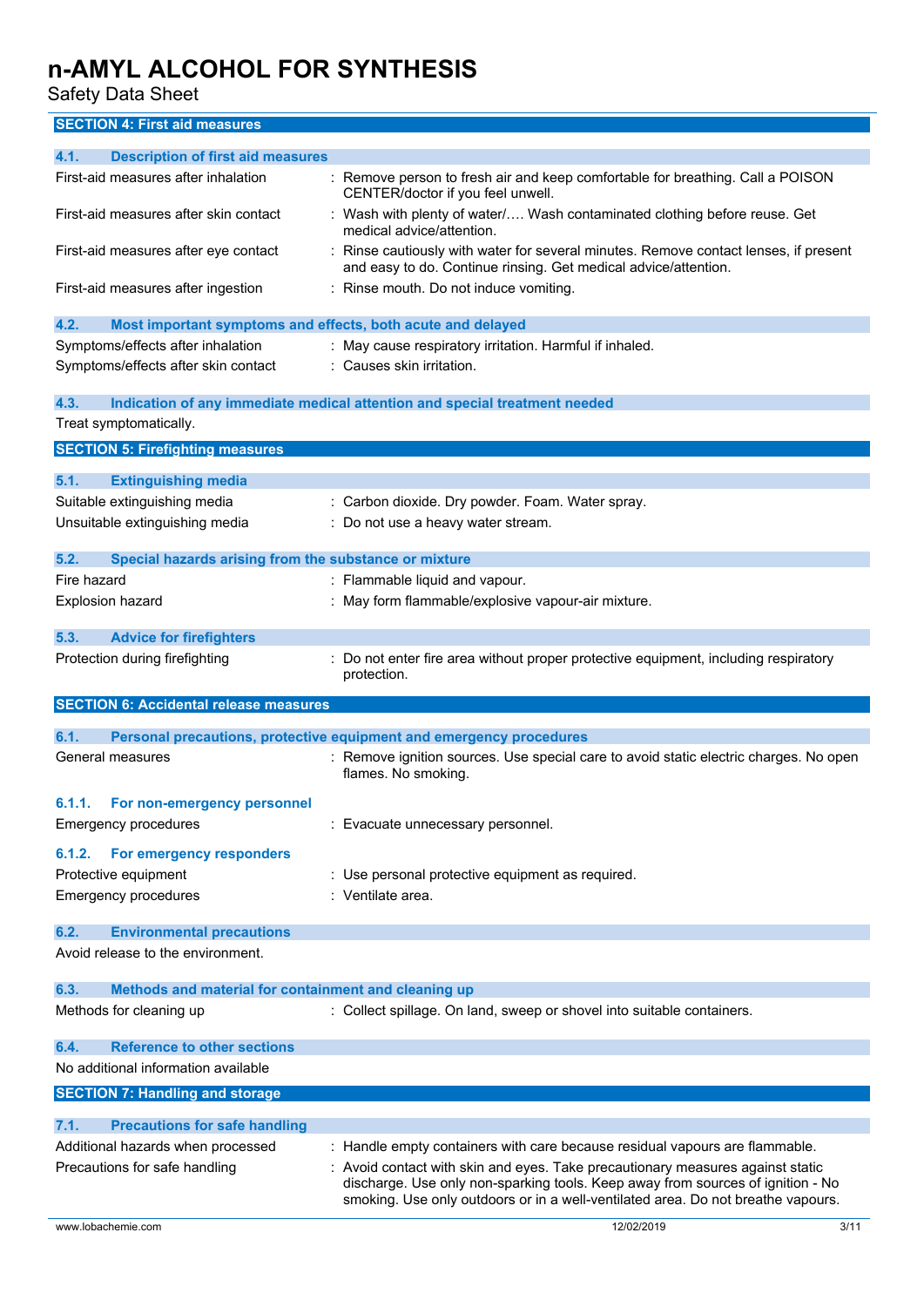## SECTION 4: First aid measures

### 4.1. Description of first aid measures

| | |
|---|---|
| First-aid measures after inhalation | : Remove person to fresh air and keep comfortable for breathing. Call a POISON CENTER/doctor if you feel unwell. |
| First-aid measures after skin contact | : Wash with plenty of water/…. Wash contaminated clothing before reuse. Get medical advice/attention. |
| First-aid measures after eye contact | : Rinse cautiously with water for several minutes. Remove contact lenses, if present and easy to do. Continue rinsing. Get medical advice/attention. |
| First-aid measures after ingestion | : Rinse mouth. Do not induce vomiting. |

### 4.2. Most important symptoms and effects, both acute and delayed

| | |
|---|---|
| Symptoms/effects after inhalation | : May cause respiratory irritation. Harmful if inhaled. |
| Symptoms/effects after skin contact | : Causes skin irritation. |

### 4.3. Indication of any immediate medical attention and special treatment needed

Treat symptomatically.

## SECTION 5: Firefighting measures

### 5.1. Extinguishing media

| | |
|---|---|
| Suitable extinguishing media | : Carbon dioxide. Dry powder. Foam. Water spray. |
| Unsuitable extinguishing media | : Do not use a heavy water stream. |

### 5.2. Special hazards arising from the substance or mixture

| | |
|---|---|
| Fire hazard | : Flammable liquid and vapour. |
| Explosion hazard | : May form flammable/explosive vapour-air mixture. |

### 5.3. Advice for firefighters

| | |
|---|---|
| Protection during firefighting | : Do not enter fire area without proper protective equipment, including respiratory protection. |

## SECTION 6: Accidental release measures

### 6.1. Personal precautions, protective equipment and emergency procedures

| | |
|---|---|
| General measures | : Remove ignition sources. Use special care to avoid static electric charges. No open flames. No smoking. |

#### 6.1.1. For non-emergency personnel

| | |
|---|---|
| Emergency procedures | : Evacuate unnecessary personnel. |

#### 6.1.2. For emergency responders

| | |
|---|---|
| Protective equipment | : Use personal protective equipment as required. |
| Emergency procedures | : Ventilate area. |

### 6.2. Environmental precautions

Avoid release to the environment.

### 6.3. Methods and material for containment and cleaning up

| | |
|---|---|
| Methods for cleaning up | : Collect spillage. On land, sweep or shovel into suitable containers. |

### 6.4. Reference to other sections

No additional information available

## SECTION 7: Handling and storage

### 7.1. Precautions for safe handling

| | |
|---|---|
| Additional hazards when processed | : Handle empty containers with care because residual vapours are flammable. |
| Precautions for safe handling | : Avoid contact with skin and eyes. Take precautionary measures against static discharge. Use only non-sparking tools. Keep away from sources of ignition - No smoking. Use only outdoors or in a well-ventilated area. Do not breathe vapours. |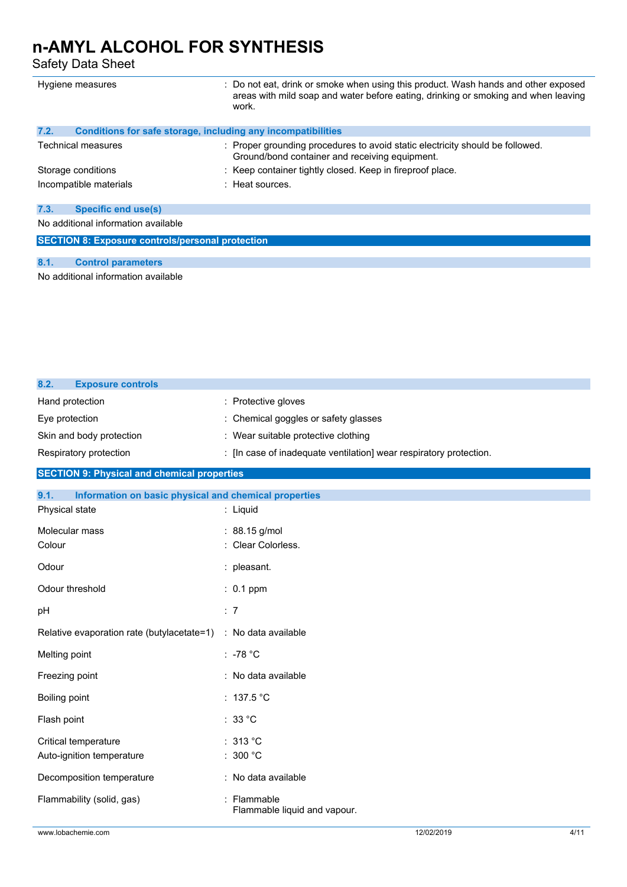| | |
|---|---|
| Hygiene measures | : Do not eat, drink or smoke when using this product. Wash hands and other exposed areas with mild soap and water before eating, drinking or smoking and when leaving work. |

### 7.2. Conditions for safe storage, including any incompatibilities

| | |
|---|---|
| Technical measures | : Proper grounding procedures to avoid static electricity should be followed. Ground/bond container and receiving equipment. |
| Storage conditions | : Keep container tightly closed. Keep in fireproof place. |
| Incompatible materials | : Heat sources. |

### 7.3. Specific end use(s)

No additional information available

## SECTION 8: Exposure controls/personal protection

### 8.1. Control parameters

No additional information available

### 8.2. Exposure controls

| | |
|---|---|
| Hand protection | : Protective gloves |
| Eye protection | : Chemical goggles or safety glasses |
| Skin and body protection | : Wear suitable protective clothing |
| Respiratory protection | : [In case of inadequate ventilation] wear respiratory protection. |

## SECTION 9: Physical and chemical properties

### 9.1. Information on basic physical and chemical properties

| | |
|---|---|
| Physical state | : Liquid |
| Molecular mass | : 88.15 g/mol |
| Colour | : Clear Colorless. |
| Odour | : pleasant. |
| Odour threshold | : 0.1 ppm |
| pH | : 7 |
| Relative evaporation rate (butylacetate=1) | : No data available |
| Melting point | : -78 °C |
| Freezing point | : No data available |
| Boiling point | : 137.5 °C |
| Flash point | : 33 °C |
| Critical temperature | : 313 °C |
| Auto-ignition temperature | : 300 °C |
| Decomposition temperature | : No data available |
| Flammability (solid, gas) | : Flammable<br>Flammable liquid and vapour. |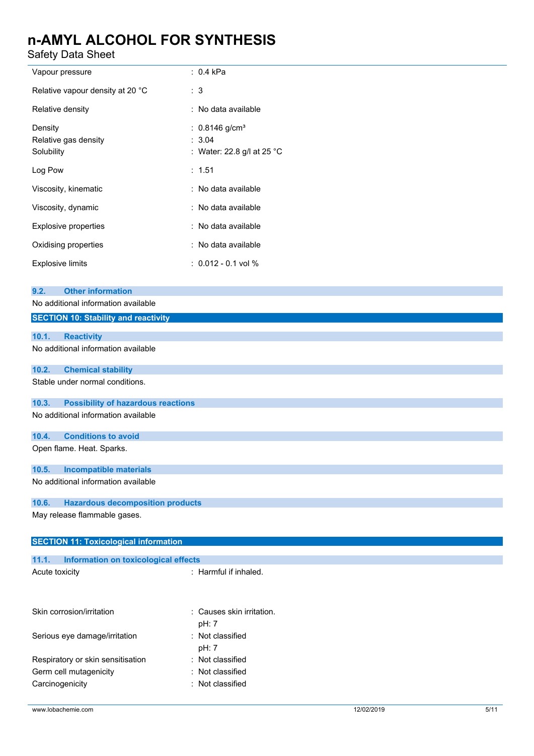| | |
|---|---|
| Vapour pressure | : 0.4 kPa |
| Relative vapour density at 20 °C | : 3 |
| Relative density | : No data available |
| Density | : 0.8146 g/cm³ |
| Relative gas density | : 3.04 |
| Solubility | : Water: 22.8 g/l at 25 °C |
| Log Pow | : 1.51 |
| Viscosity, kinematic | : No data available |
| Viscosity, dynamic | : No data available |
| Explosive properties | : No data available |
| Oxidising properties | : No data available |
| Explosive limits | : 0.012 - 0.1 vol % |

### 9.2. Other information

No additional information available

## SECTION 10: Stability and reactivity

### 10.1. Reactivity

No additional information available

### 10.2. Chemical stability

Stable under normal conditions.

### 10.3. Possibility of hazardous reactions

No additional information available

### 10.4. Conditions to avoid

Open flame. Heat. Sparks.

### 10.5. Incompatible materials

No additional information available

### 10.6. Hazardous decomposition products

May release flammable gases.

## SECTION 11: Toxicological information

### 11.1. Information on toxicological effects

| | |
|---|---|
| Acute toxicity | : Harmful if inhaled. |
| Skin corrosion/irritation | : Causes skin irritation.<br>pH: 7 |
| Serious eye damage/irritation | : Not classified<br>pH: 7 |
| Respiratory or skin sensitisation | : Not classified |
| Germ cell mutagenicity | : Not classified |
| Carcinogenicity | : Not classified |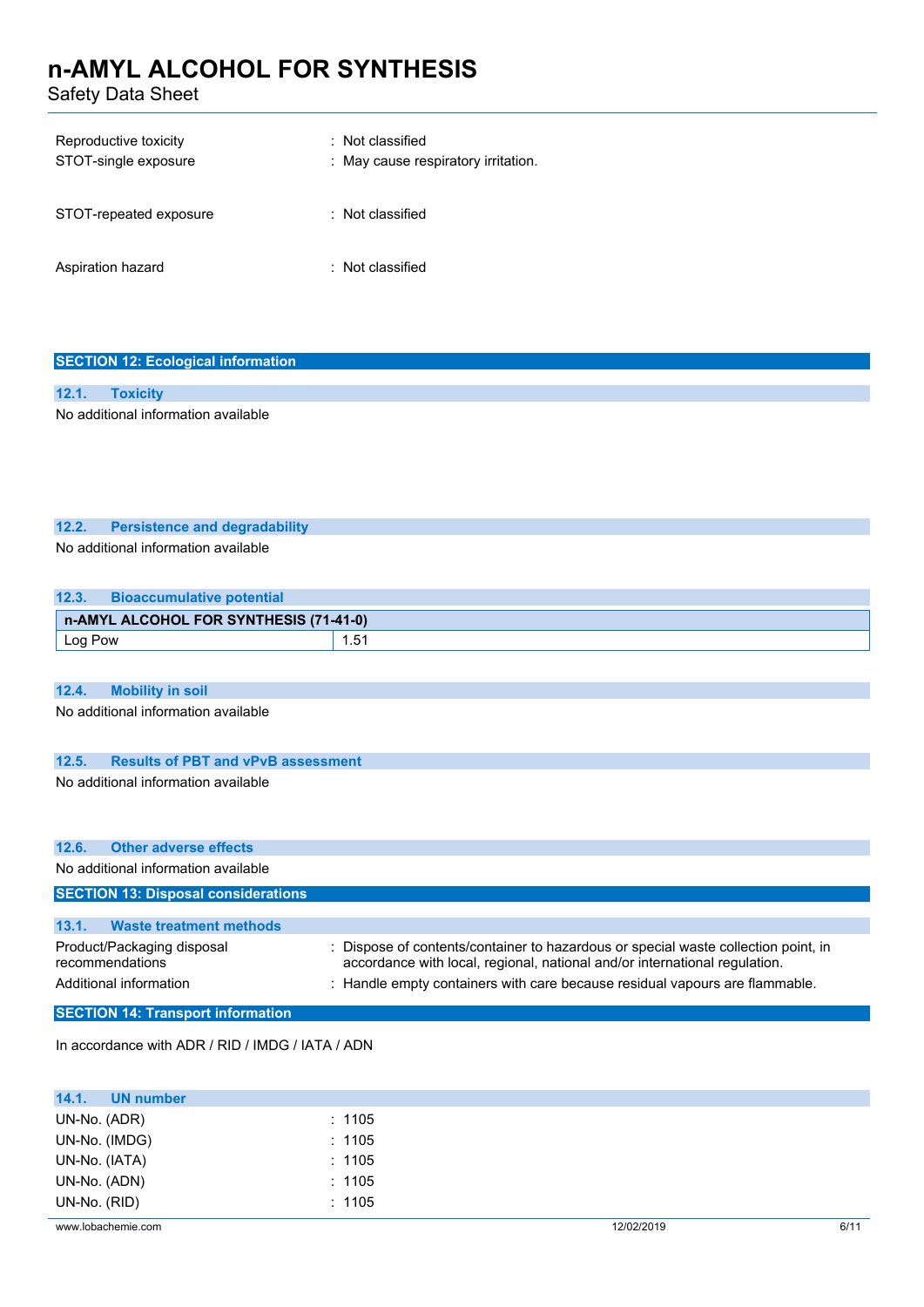Reproductive toxicity : Not classified

STOT-single exposure : May cause respiratory irritation.

STOT-repeated exposure : Not classified

Aspiration hazard : Not classified

## SECTION 12: Ecological information

### 12.1. Toxicity

No additional information available

### 12.2. Persistence and degradability

No additional information available

### 12.3. Bioaccumulative potential

| n-AMYL ALCOHOL FOR SYNTHESIS (71-41-0) | |
|---|---|
| Log Pow | 1.51 |

### 12.4. Mobility in soil

No additional information available

### 12.5. Results of PBT and vPvB assessment

No additional information available

### 12.6. Other adverse effects

No additional information available

## SECTION 13: Disposal considerations

### 13.1. Waste treatment methods

Product/Packaging disposal recommendations : Dispose of contents/container to hazardous or special waste collection point, in accordance with local, regional, national and/or international regulation.

Additional information : Handle empty containers with care because residual vapours are flammable.

## SECTION 14: Transport information

In accordance with ADR / RID / IMDG / IATA / ADN

### 14.1. UN number

UN-No. (ADR) : 1105

UN-No. (IMDG) : 1105

UN-No. (IATA) : 1105

UN-No. (ADN) : 1105

UN-No. (RID) : 1105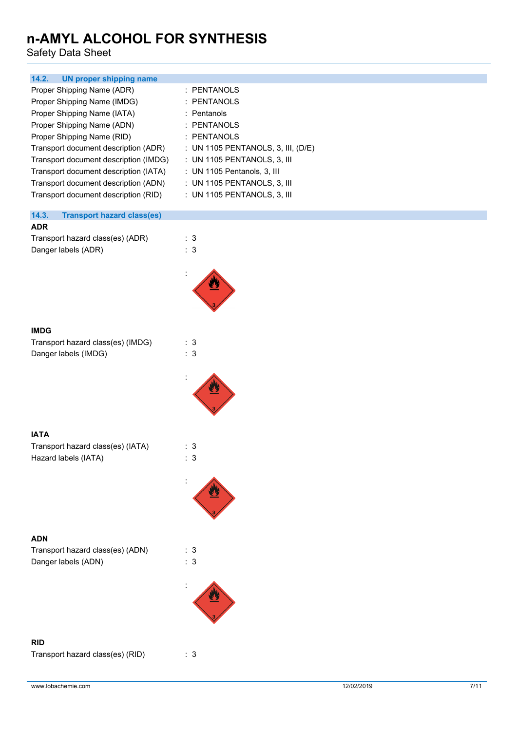### 14.2. UN proper shipping name

| | |
|---|---|
| Proper Shipping Name (ADR) | : PENTANOLS |
| Proper Shipping Name (IMDG) | : PENTANOLS |
| Proper Shipping Name (IATA) | : Pentanols |
| Proper Shipping Name (ADN) | : PENTANOLS |
| Proper Shipping Name (RID) | : PENTANOLS |
| Transport document description (ADR) | : UN 1105 PENTANOLS, 3, III, (D/E) |
| Transport document description (IMDG) | : UN 1105 PENTANOLS, 3, III |
| Transport document description (IATA) | : UN 1105 Pentanols, 3, III |
| Transport document description (ADN) | : UN 1105 PENTANOLS, 3, III |
| Transport document description (RID) | : UN 1105 PENTANOLS, 3, III |

### 14.3. Transport hazard class(es)

**ADR**

| | |
|---|---|
| Transport hazard class(es) (ADR) | : 3 |
| Danger labels (ADR) | : 3 |
| | : |

**IMDG**

| | |
|---|---|
| Transport hazard class(es) (IMDG) | : 3 |
| Danger labels (IMDG) | : 3 |
| | : |

**IATA**

| | |
|---|---|
| Transport hazard class(es) (IATA) | : 3 |
| Hazard labels (IATA) | : 3 |
| | : |

**ADN**

| | |
|---|---|
| Transport hazard class(es) (ADN) | : 3 |
| Danger labels (ADN) | : 3 |
| | : |

**RID**

| | |
|---|---|
| Transport hazard class(es) (RID) | : 3 |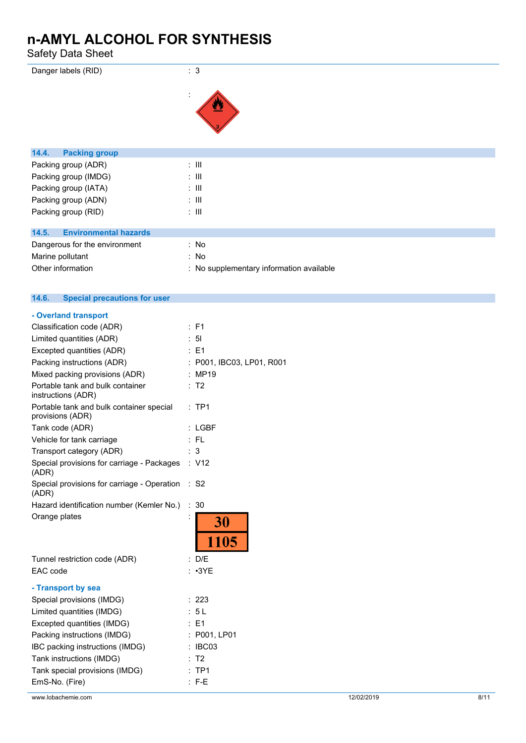| | |
|---|---|
| Danger labels (RID) | : 3 |
| | : |

## 14.4. Packing group

| | |
|---|---|
| Packing group (ADR) | : III |
| Packing group (IMDG) | : III |
| Packing group (IATA) | : III |
| Packing group (ADN) | : III |
| Packing group (RID) | : III |

## 14.5. Environmental hazards

| | |
|---|---|
| Dangerous for the environment | : No |
| Marine pollutant | : No |
| Other information | : No supplementary information available |

## 14.6. Special precautions for user

### - Overland transport

| | |
|---|---|
| Classification code (ADR) | : F1 |
| Limited quantities (ADR) | : 5l |
| Excepted quantities (ADR) | : E1 |
| Packing instructions (ADR) | : P001, IBC03, LP01, R001 |
| Mixed packing provisions (ADR) | : MP19 |
| Portable tank and bulk container instructions (ADR) | : T2 |
| Portable tank and bulk container special provisions (ADR) | : TP1 |
| Tank code (ADR) | : LGBF |
| Vehicle for tank carriage | : FL |
| Transport category (ADR) | : 3 |
| Special provisions for carriage - Packages (ADR) | : V12 |
| Special provisions for carriage - Operation (ADR) | : S2 |
| Hazard identification number (Kemler No.) | : 30 |
| Orange plates | : 30 / 1105 |
| Tunnel restriction code (ADR) | : D/E |
| EAC code | : •3YE |

### - Transport by sea

| | |
|---|---|
| Special provisions (IMDG) | : 223 |
| Limited quantities (IMDG) | : 5 L |
| Excepted quantities (IMDG) | : E1 |
| Packing instructions (IMDG) | : P001, LP01 |
| IBC packing instructions (IMDG) | : IBC03 |
| Tank instructions (IMDG) | : T2 |
| Tank special provisions (IMDG) | : TP1 |
| EmS-No. (Fire) | : F-E |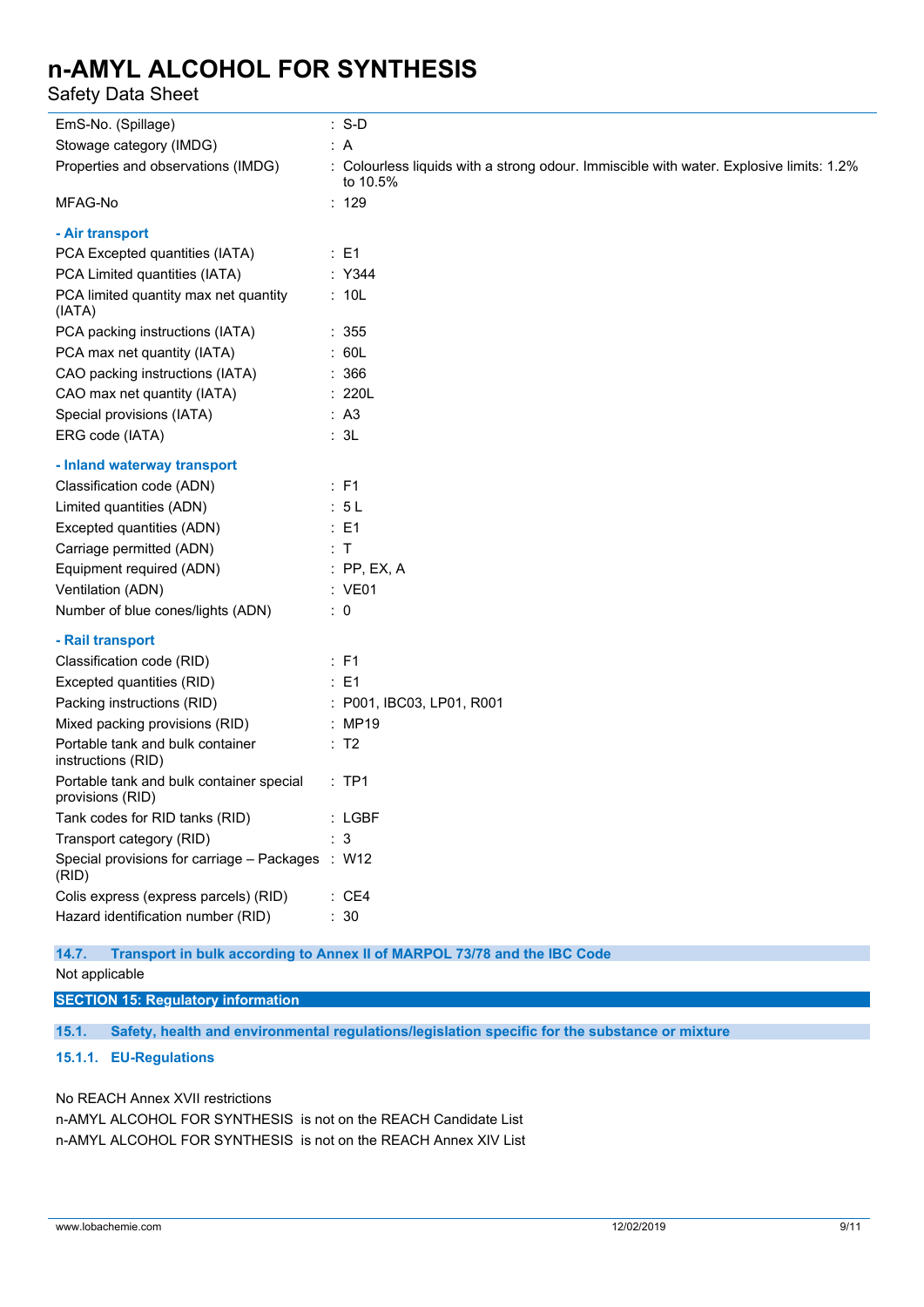| | |
|---|---|
| EmS-No. (Spillage) | : S-D |
| Stowage category (IMDG) | : A |
| Properties and observations (IMDG) | : Colourless liquids with a strong odour. Immiscible with water. Explosive limits: 1.2% to 10.5% |
| MFAG-No | : 129 |

**- Air transport**

| | |
|---|---|
| PCA Excepted quantities (IATA) | : E1 |
| PCA Limited quantities (IATA) | : Y344 |
| PCA limited quantity max net quantity (IATA) | : 10L |
| PCA packing instructions (IATA) | : 355 |
| PCA max net quantity (IATA) | : 60L |
| CAO packing instructions (IATA) | : 366 |
| CAO max net quantity (IATA) | : 220L |
| Special provisions (IATA) | : A3 |
| ERG code (IATA) | : 3L |

**- Inland waterway transport**

| | |
|---|---|
| Classification code (ADN) | : F1 |
| Limited quantities (ADN) | : 5 L |
| Excepted quantities (ADN) | : E1 |
| Carriage permitted (ADN) | : T |
| Equipment required (ADN) | : PP, EX, A |
| Ventilation (ADN) | : VE01 |
| Number of blue cones/lights (ADN) | : 0 |

**- Rail transport**

| | |
|---|---|
| Classification code (RID) | : F1 |
| Excepted quantities (RID) | : E1 |
| Packing instructions (RID) | : P001, IBC03, LP01, R001 |
| Mixed packing provisions (RID) | : MP19 |
| Portable tank and bulk container instructions (RID) | : T2 |
| Portable tank and bulk container special provisions (RID) | : TP1 |
| Tank codes for RID tanks (RID) | : LGBF |
| Transport category (RID) | : 3 |
| Special provisions for carriage – Packages (RID) | : W12 |
| Colis express (express parcels) (RID) | : CE4 |
| Hazard identification number (RID) | : 30 |

### 14.7. Transport in bulk according to Annex II of MARPOL 73/78 and the IBC Code

Not applicable

## SECTION 15: Regulatory information

### 15.1. Safety, health and environmental regulations/legislation specific for the substance or mixture

#### 15.1.1. EU-Regulations

No REACH Annex XVII restrictions

n-AMYL ALCOHOL FOR SYNTHESIS is not on the REACH Candidate List

n-AMYL ALCOHOL FOR SYNTHESIS is not on the REACH Annex XIV List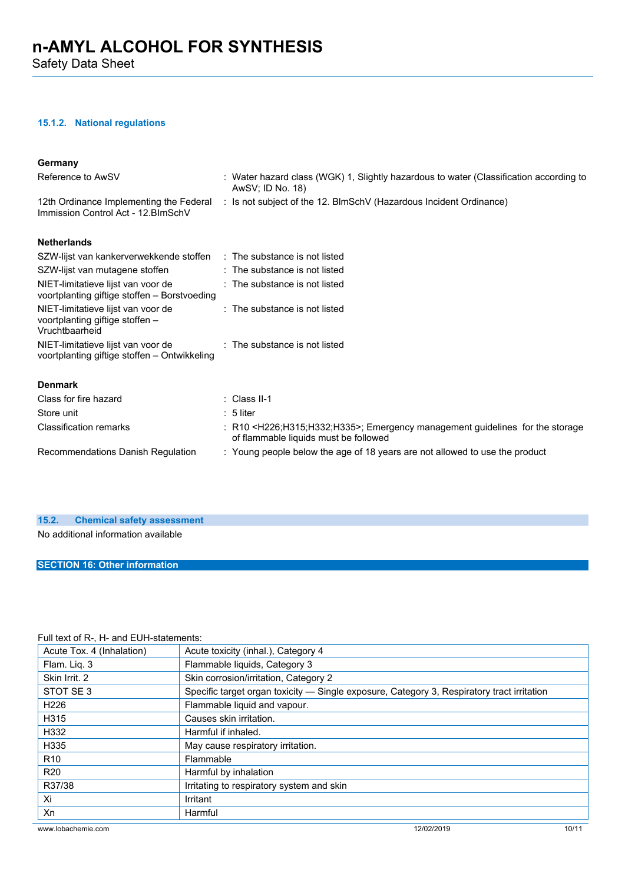#### 15.1.2. National regulations

**Germany**

| | |
|---|---|
| Reference to AwSV | : Water hazard class (WGK) 1, Slightly hazardous to water (Classification according to AwSV; ID No. 18) |
| 12th Ordinance Implementing the Federal Immission Control Act - 12.BImSchV | : Is not subject of the 12. BlmSchV (Hazardous Incident Ordinance) |

**Netherlands**

| | |
|---|---|
| SZW-lijst van kankerverwekkende stoffen | : The substance is not listed |
| SZW-lijst van mutagene stoffen | : The substance is not listed |
| NIET-limitatieve lijst van voor de voortplanting giftige stoffen – Borstvoeding | : The substance is not listed |
| NIET-limitatieve lijst van voor de voortplanting giftige stoffen – Vruchtbaarheid | : The substance is not listed |
| NIET-limitatieve lijst van voor de voortplanting giftige stoffen – Ontwikkeling | : The substance is not listed |

**Denmark**

| | |
|---|---|
| Class for fire hazard | : Class II-1 |
| Store unit | : 5 liter |
| Classification remarks | : R10 <H226;H315;H332;H335>; Emergency management guidelines for the storage of flammable liquids must be followed |
| Recommendations Danish Regulation | : Young people below the age of 18 years are not allowed to use the product |

### 15.2. Chemical safety assessment

No additional information available

## SECTION 16: Other information

Full text of R-, H- and EUH-statements:

| | |
|---|---|
| Acute Tox. 4 (Inhalation) | Acute toxicity (inhal.), Category 4 |
| Flam. Liq. 3 | Flammable liquids, Category 3 |
| Skin Irrit. 2 | Skin corrosion/irritation, Category 2 |
| STOT SE 3 | Specific target organ toxicity — Single exposure, Category 3, Respiratory tract irritation |
| H226 | Flammable liquid and vapour. |
| H315 | Causes skin irritation. |
| H332 | Harmful if inhaled. |
| H335 | May cause respiratory irritation. |
| R10 | Flammable |
| R20 | Harmful by inhalation |
| R37/38 | Irritating to respiratory system and skin |
| Xi | Irritant |
| Xn | Harmful |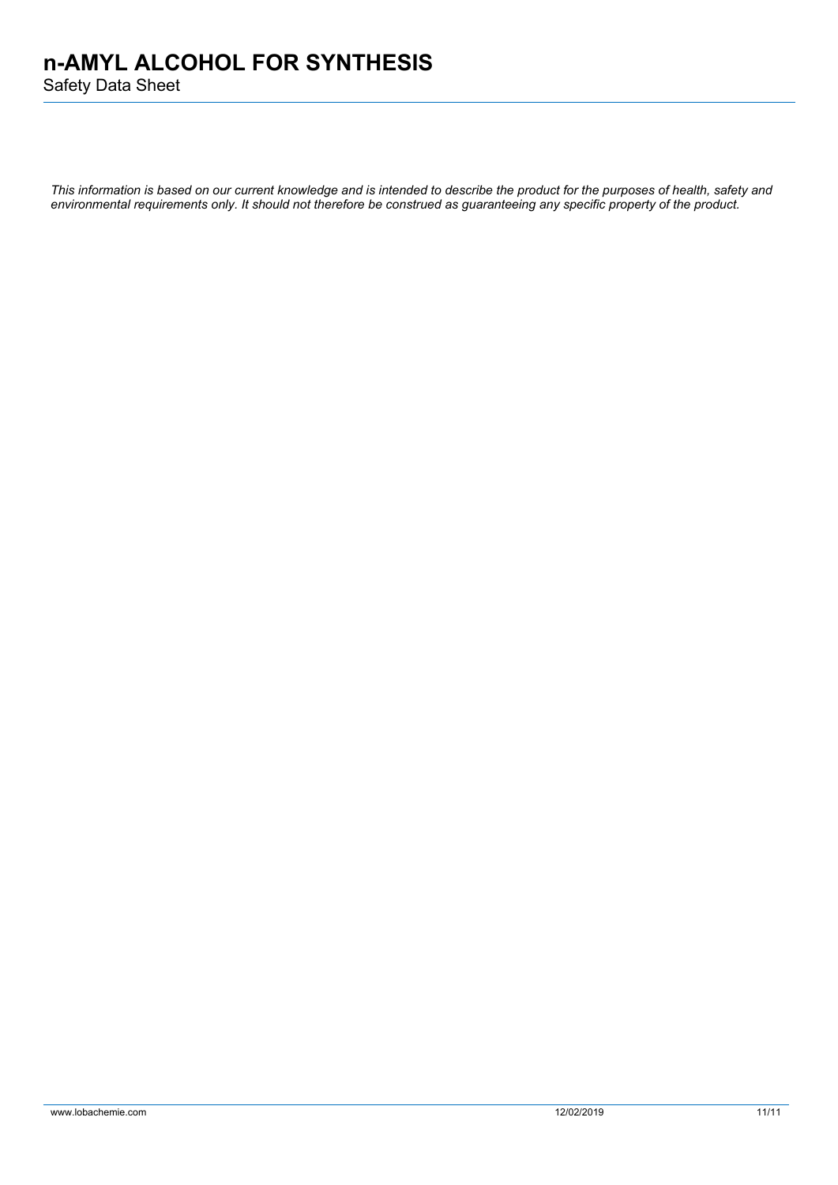*This information is based on our current knowledge and is intended to describe the product for the purposes of health, safety and environmental requirements only. It should not therefore be construed as guaranteeing any specific property of the product.*